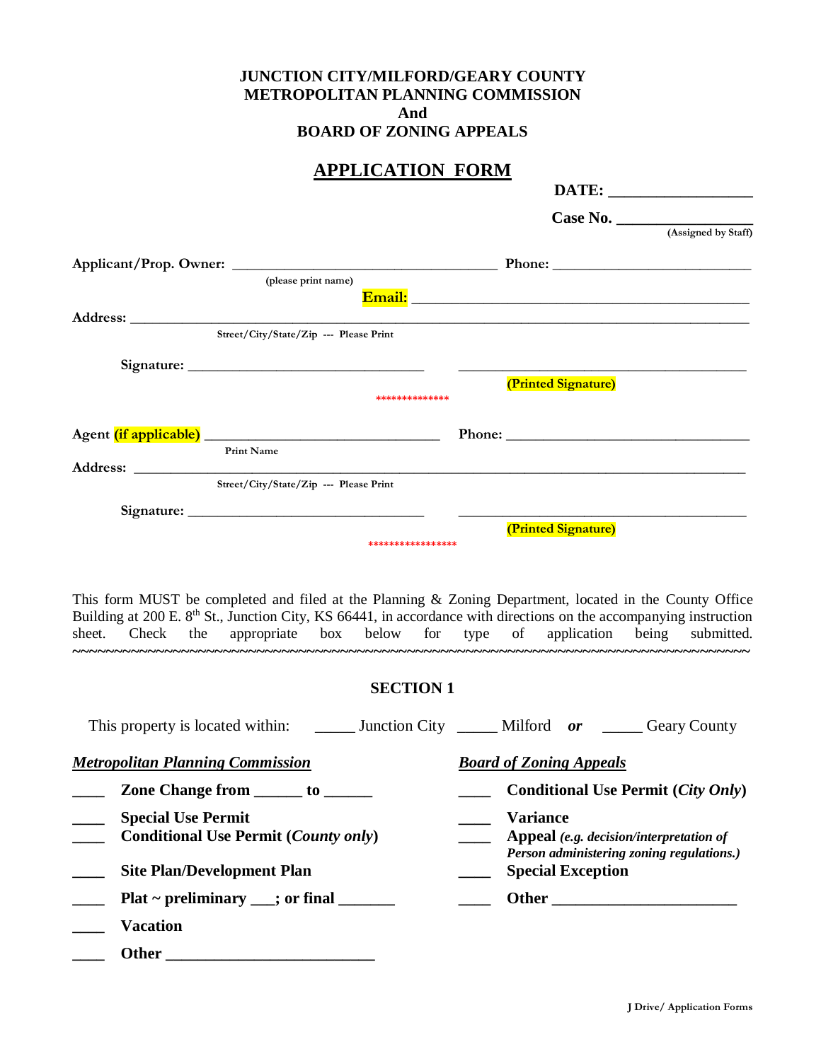**JUNCTION CITY/MILFORD/GEARY COUNTY**
**METROPOLITAN PLANNING COMMISSION**
**And**
**BOARD OF ZONING APPEALS**

# APPLICATION FORM

**DATE:** _________________

**Case No.** _______________
(Assigned by Staff)

Applicant/Prop. Owner: ___________________________________ Phone: __________________________
(please print name)

**Email:** ____________________________________________

Address: ________________________________________________________________________________
Street/City/State/Zip --- Please Print

Signature: _______________________________ ______________________________________
(Printed Signature)

**************

Agent (if applicable) _____________________________ Phone: ________________________________
Print Name

Address: ________________________________________________________________________________
Street/City/State/Zip --- Please Print

Signature: _______________________________ ______________________________________
(Printed Signature)

*****************

This form MUST be completed and filed at the Planning & Zoning Department, located in the County Office Building at 200 E. 8th St., Junction City, KS 66441, in accordance with directions on the accompanying instruction sheet. Check the appropriate box below for type of application being submitted.

~~~~~~~~~~~~~~~~~~~~~~~~~~~~~~~~~~~~~~~~~~~~~~~~~~~~~~~~~~~~~~~~~~~~~~~~~~~~~~~~

## SECTION 1

This property is located within: _____ Junction City _____ Milford *or* _____ Geary County

***Metropolitan Planning Commission***

____ **Zone Change from ______ to ______**

____ **Special Use Permit**

____ **Conditional Use Permit (*County only*)**

____ **Site Plan/Development Plan**

____ **Plat ~ preliminary ___; or final _______**

____ **Vacation**

____ **Other __________________________**

***Board of Zoning Appeals***

____ **Conditional Use Permit (*City Only*)**

____ **Variance**

____ **Appeal** ***(e.g. decision/interpretation of Person administering zoning regulations.)***

____ **Special Exception**

____ **Other _______________________**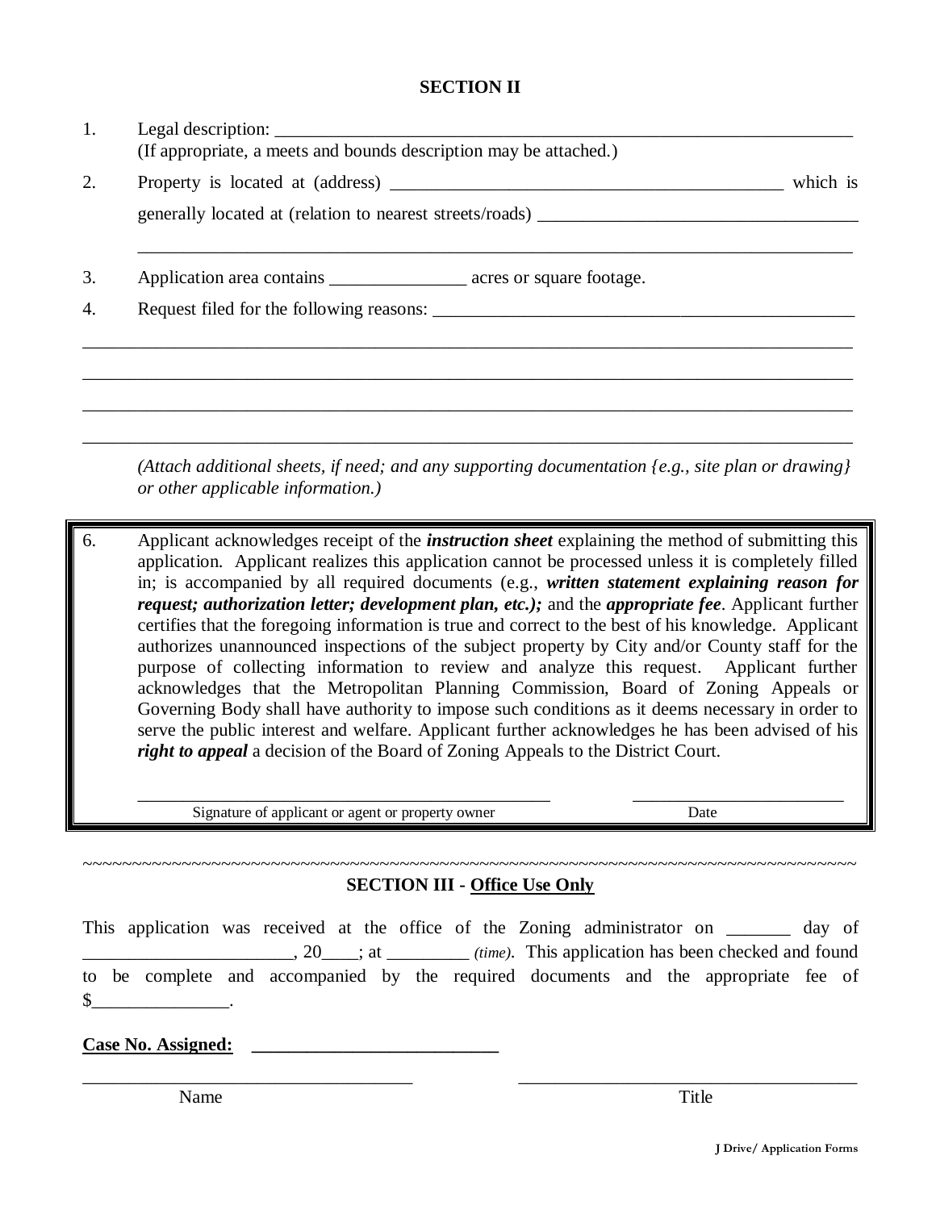## SECTION II

1. Legal description: ____________________________________________________________________
   (If appropriate, a meets and bounds description may be attached.)
2. Property is located at (address) ____________________________________________ which is generally located at (relation to nearest streets/roads) ___________________________________
   ________________________________________________________________________________
3. Application area contains _______________ acres or square footage.
4. Request filed for the following reasons: _________________________________________________

________________________________________________________________________________________

________________________________________________________________________________________

________________________________________________________________________________________

________________________________________________________________________________________

*(Attach additional sheets, if need; and any supporting documentation {e.g., site plan or drawing} or other applicable information.)*

6. Applicant acknowledges receipt of the ***instruction sheet*** explaining the method of submitting this application. Applicant realizes this application cannot be processed unless it is completely filled in; is accompanied by all required documents (e.g., ***written statement explaining reason for request; authorization letter; development plan, etc.);*** and the ***appropriate fee***. Applicant further certifies that the foregoing information is true and correct to the best of his knowledge. Applicant authorizes unannounced inspections of the subject property by City and/or County staff for the purpose of collecting information to review and analyze this request. Applicant further acknowledges that the Metropolitan Planning Commission, Board of Zoning Appeals or Governing Body shall have authority to impose such conditions as it deems necessary in order to serve the public interest and welfare. Applicant further acknowledges he has been advised of his ***right to appeal*** a decision of the Board of Zoning Appeals to the District Court.

_______________________________________________ ________________________
Signature of applicant or agent or property owner Date

~~~~~~~~~~~~~~~~~~~~~~~~~~~~~~~~~~~~~~~~~~~~~~~~~~~~~~~~~~~~~~~~~~~~~~~~~~~~~~~~~~~~~~~~

## SECTION III - Office Use Only

This application was received at the office of the Zoning administrator on _______ day of ______________________, 20____; at _________ *(time)*. This application has been checked and found to be complete and accompanied by the required documents and the appropriate fee of $_______________.

**Case No. Assigned:** ___________________________

_____________________________________ _______________________________________
Name Title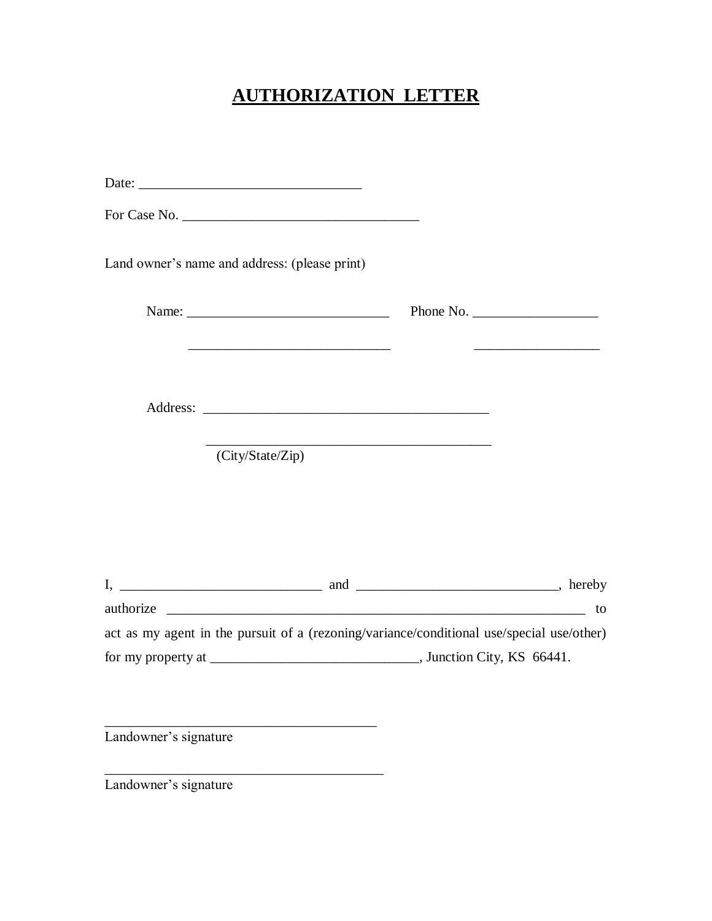# AUTHORIZATION LETTER

Date: ________________________________

For Case No. __________________________________

Land owner's name and address: (please print)

Name: _____________________________ Phone No. _________________

_____________________________ _________________

Address: _________________________________________

_________________________________________
(City/State/Zip)

I, _____________________________ and _____________________________, hereby authorize _______________________________________________________________ to act as my agent in the pursuit of a (rezoning/variance/conditional use/special use/other) for my property at ______________________________, Junction City, KS 66441.

_______________________________________
Landowner's signature

_______________________________________
Landowner's signature